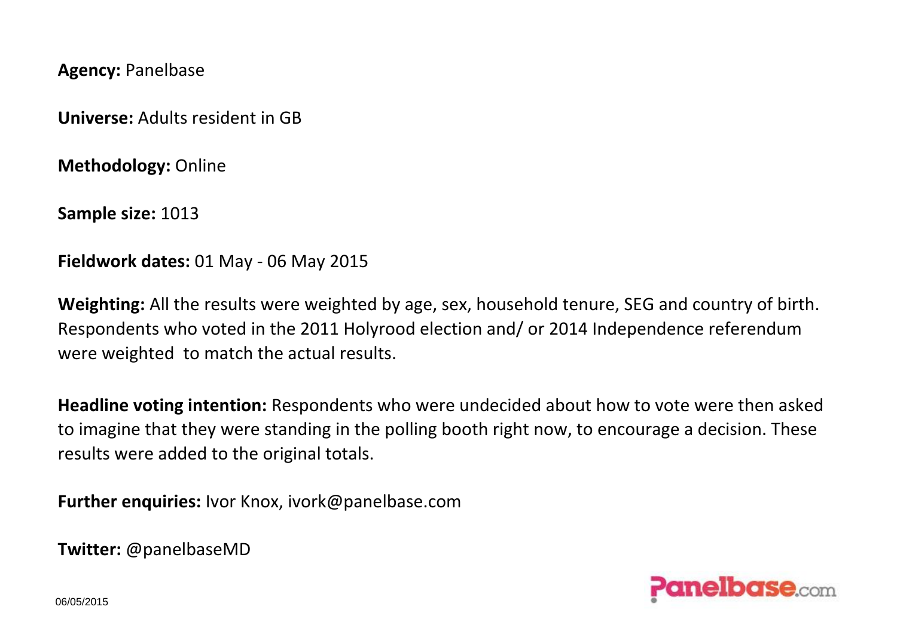**Agency:** Panelbase

**Universe:** Adults resident in GB

**Methodology:** Online

**Sample size:** 1013

**Fieldwork dates:** 01 May - 06 May 2015

**Weighting:** All the results were weighted by age, sex, household tenure, SEG and country of birth. Respondents who voted in the 2011 Holyrood election and/ or 2014 Independence referendum were weighted to match the actual results.

**Headline voting intention:** Respondents who were undecided about how to vote were then asked to imagine that they were standing in the polling booth right now, to encourage a decision. These results were added to the original totals.

**Further enquiries:** Ivor Knox, ivork@panelbase.com

**Twitter:** @panelbaseMD

06/05/2015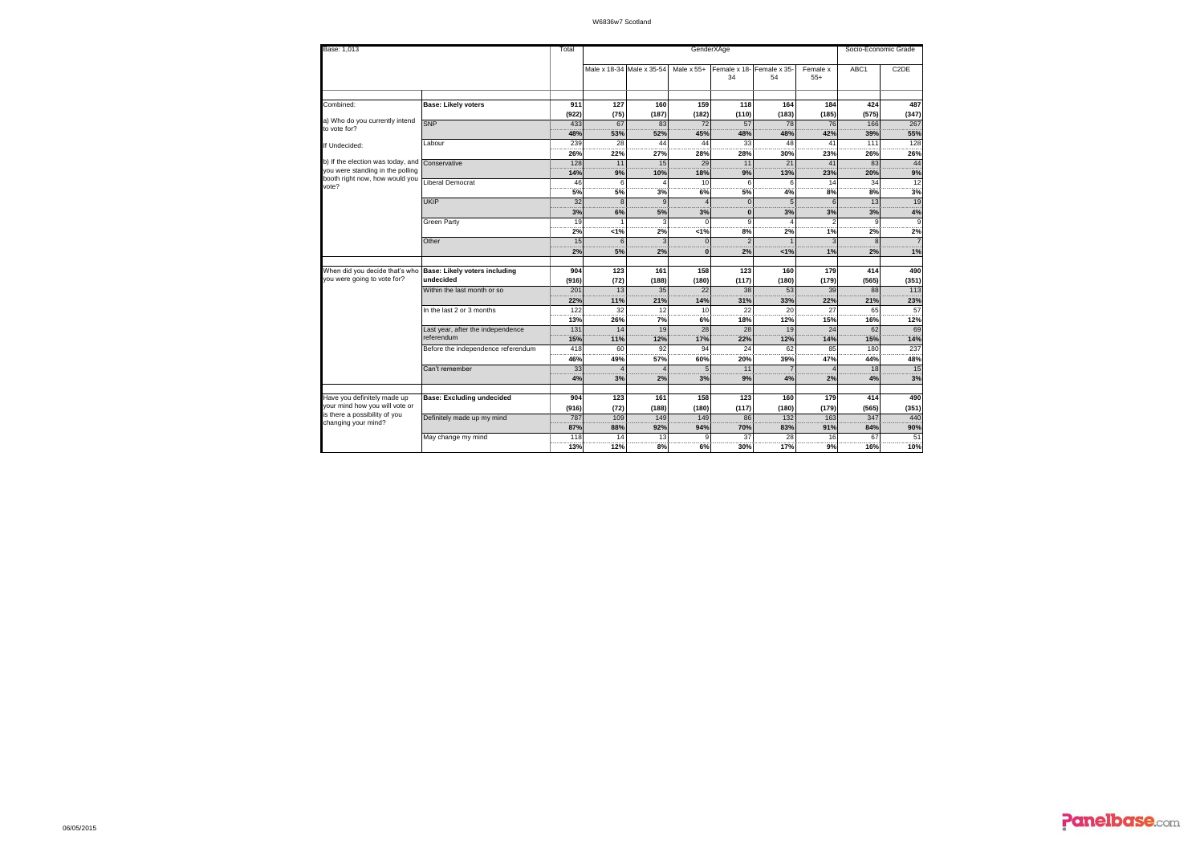| Base: 1,013 | | Total | GenderXAge | | | | | | Socio-Economic Grade | |
|---|---|---|---|---|---|---|---|---|---|---|
| | | | Male x 18-34 | Male x 35-54 | Male x 55+ | Female x 18-34 | Female x 35-54 | Female x 55+ | ABC1 | C2DE |
| Combined: a) Who do you currently intend to vote for? If Undecided: b) If the election was today, and you were standing in the polling booth right now, how would you vote? | **Base: Likely voters** | **911** | **127** | **160** | **159** | **118** | **164** | **184** | **424** | **487** |
| | | **(922)** | **(75)** | **(187)** | **(182)** | **(110)** | **(183)** | **(185)** | **(575)** | **(347)** |
| | SNP | 433 | 67 | 83 | 72 | 57 | 78 | 76 | 166 | 267 |
| | | **48%** | **53%** | **52%** | **45%** | **48%** | **48%** | **42%** | **39%** | **55%** |
| | Labour | 239 | 28 | 44 | 44 | 33 | 48 | 41 | 111 | 128 |
| | | **26%** | **22%** | **27%** | **28%** | **28%** | **30%** | **23%** | **26%** | **26%** |
| | Conservative | 128 | 11 | 15 | 29 | 11 | 21 | 41 | 83 | 44 |
| | | **14%** | **9%** | **10%** | **18%** | **9%** | **13%** | **23%** | **20%** | **9%** |
| | Liberal Democrat | 46 | 6 | 4 | 10 | 6 | 6 | 14 | 34 | 12 |
| | | **5%** | **5%** | **3%** | **6%** | **5%** | **4%** | **8%** | **8%** | **3%** |
| | UKIP | 32 | 8 | 9 | 4 | 0 | 5 | 6 | 13 | 19 |
| | | **3%** | **6%** | **5%** | **3%** | **0** | **3%** | **3%** | **3%** | **4%** |
| | Green Party | 19 | 1 | 3 | 0 | 9 | 4 | 2 | 9 | 9 |
| | | **2%** | **<1%** | **2%** | **<1%** | **8%** | **2%** | **1%** | **2%** | **2%** |
| | Other | 15 | 6 | 3 | 0 | 2 | 1 | 3 | 8 | 7 |
| | | **2%** | **5%** | **2%** | **0** | **2%** | **<1%** | **1%** | **2%** | **1%** |
| When did you decide that's who you were going to vote for? | **Base: Likely voters including undecided** | **904** | **123** | **161** | **158** | **123** | **160** | **179** | **414** | **490** |
| | | **(916)** | **(72)** | **(188)** | **(180)** | **(117)** | **(180)** | **(179)** | **(565)** | **(351)** |
| | Within the last month or so | 201 | 13 | 35 | 22 | 38 | 53 | 39 | 88 | 113 |
| | | **22%** | **11%** | **21%** | **14%** | **31%** | **33%** | **22%** | **21%** | **23%** |
| | In the last 2 or 3 months | 122 | 32 | 12 | 10 | 22 | 20 | 27 | 65 | 57 |
| | | **13%** | **26%** | **7%** | **6%** | **18%** | **12%** | **15%** | **16%** | **12%** |
| | Last year, after the independence referendum | 131 | 14 | 19 | 28 | 28 | 19 | 24 | 62 | 69 |
| | | **15%** | **11%** | **12%** | **17%** | **22%** | **12%** | **14%** | **15%** | **14%** |
| | Before the independence referendum | 418 | 60 | 92 | 94 | 24 | 62 | 85 | 180 | 237 |
| | | **46%** | **49%** | **57%** | **60%** | **20%** | **39%** | **47%** | **44%** | **48%** |
| | Can't remember | 33 | 4 | 4 | 5 | 11 | 7 | 4 | 18 | 15 |
| | | **4%** | **3%** | **2%** | **3%** | **9%** | **4%** | **2%** | **4%** | **3%** |
| Have you definitely made up your mind how you will vote or is there a possibility of you changing your mind? | **Base: Excluding undecided** | **904** | **123** | **161** | **158** | **123** | **160** | **179** | **414** | **490** |
| | | **(916)** | **(72)** | **(188)** | **(180)** | **(117)** | **(180)** | **(179)** | **(565)** | **(351)** |
| | Definitely made up my mind | 787 | 109 | 149 | 149 | 86 | 132 | 163 | 347 | 440 |
| | | **87%** | **88%** | **92%** | **94%** | **70%** | **83%** | **91%** | **84%** | **90%** |
| | May change my mind | 118 | 14 | 13 | 9 | 37 | 28 | 16 | 67 | 51 |
| | | **13%** | **12%** | **8%** | **6%** | **30%** | **17%** | **9%** | **16%** | **10%** |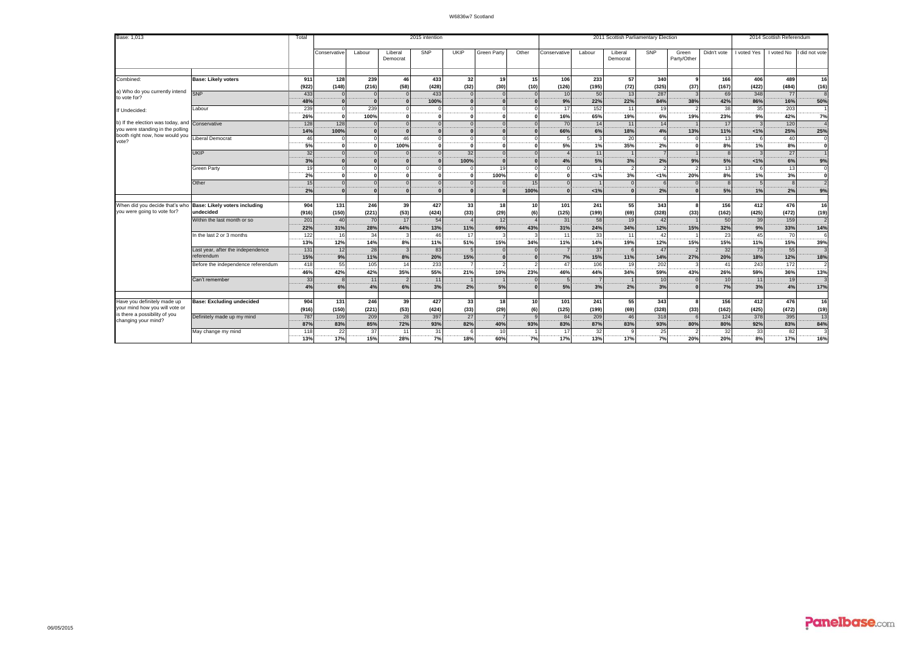# W6836w7 Scotland

| Base: 1,013 | | Total | 2015 intention | | | | | | | 2011 Scottish Parliamentary Election | | | | | | 2014 Scottish Referendum | | |
|---|---|---|---|---|---|---|---|---|---|---|---|---|---|---|---|---|---|---|
| | | | Conservative | Labour | Liberal Democrat | SNP | UKIP | Green Party | Other | Conservative | Labour | Liberal Democrat | SNP | Green Party/Other | Didn't vote | I voted Yes | I voted No | I did not vote |
| Combined: a) Who do you currently intend to vote for? If Undecided: b) If the election was today, and you were standing in the polling booth right now, how would you vote? | **Base: Likely voters** | **911** | **128** | **239** | **46** | **433** | **32** | **19** | **15** | **106** | **233** | **57** | **340** | **9** | **166** | **406** | **489** | **16** |
| | | **(922)** | **(148)** | **(216)** | **(58)** | **(428)** | **(32)** | **(30)** | **(10)** | **(126)** | **(195)** | **(72)** | **(325)** | **(37)** | **(167)** | **(422)** | **(484)** | **(16)** |
| | SNP | 433 | 0 | 0 | 0 | 433 | 0 | 0 | 0 | 10 | 50 | 13 | 287 | 3 | 69 | 348 | 77 | 8 |
| | | **48%** | **0** | **0** | **0** | **100%** | **0** | **0** | **0** | **9%** | **22%** | **22%** | **84%** | **38%** | **42%** | **86%** | **16%** | **50%** |
| | Labour | 239 | 0 | 239 | 0 | 0 | 0 | 0 | 0 | 17 | 152 | 11 | 19 | 2 | 38 | 35 | 203 | 1 |
| | | **26%** | **0** | **100%** | **0** | **0** | **0** | **0** | **0** | **16%** | **65%** | **19%** | **6%** | **19%** | **23%** | **9%** | **42%** | **7%** |
| | Conservative | 128 | 128 | 0 | 0 | 0 | 0 | 0 | 0 | 70 | 14 | 11 | 14 | 1 | 17 | 3 | 120 | 4 |
| | | **14%** | **100%** | **0** | **0** | **0** | **0** | **0** | **0** | **66%** | **6%** | **18%** | **4%** | **13%** | **11%** | **<1%** | **25%** | **25%** |
| | Liberal Democrat | 46 | 0 | 0 | 46 | 0 | 0 | 0 | 0 | 5 | 3 | 20 | 6 | 0 | 13 | 6 | 40 | 0 |
| | | **5%** | **0** | **0** | **100%** | **0** | **0** | **0** | **0** | **5%** | **1%** | **35%** | **2%** | **0** | **8%** | **1%** | **8%** | **0** |
| | UKIP | 32 | 0 | 0 | 0 | 0 | 32 | 0 | 0 | 4 | 11 | 1 | 7 | 1 | 8 | 3 | 27 | 1 |
| | | **3%** | **0** | **0** | **0** | **0** | **100%** | **0** | **0** | **4%** | **5%** | **3%** | **2%** | **9%** | **5%** | **<1%** | **6%** | **9%** |
| | Green Party | 19 | 0 | 0 | 0 | 0 | 0 | 19 | 0 | 0 | 1 | 2 | 2 | 2 | 13 | 6 | 13 | 0 |
| | | **2%** | **0** | **0** | **0** | **0** | **0** | **100%** | **0** | **0** | **<1%** | **3%** | **<1%** | **20%** | **8%** | **1%** | **3%** | **0** |
| | Other | 15 | 0 | 0 | 0 | 0 | 0 | 0 | 15 | 0 | 1 | 0 | 6 | 0 | 8 | 5 | 8 | 2 |
| | | **2%** | **0** | **0** | **0** | **0** | **0** | **0** | **100%** | **0** | **<1%** | **0** | **2%** | **0** | **5%** | **1%** | **2%** | **9%** |
| When did you decide that's who you were going to vote for? | **Base: Likely voters including undecided** | **904** | **131** | **246** | **39** | **427** | **33** | **18** | **10** | **101** | **241** | **55** | **343** | **8** | **156** | **412** | **476** | **16** |
| | | **(916)** | **(150)** | **(221)** | **(53)** | **(424)** | **(33)** | **(29)** | **(6)** | **(125)** | **(199)** | **(69)** | **(328)** | **(33)** | **(162)** | **(425)** | **(472)** | **(19)** |
| | Within the last month or so | 201 | 40 | 70 | 17 | 54 | 4 | 12 | 4 | 31 | 58 | 19 | 42 | 1 | 50 | 39 | 159 | 2 |
| | | **22%** | **31%** | **28%** | **44%** | **13%** | **11%** | **69%** | **43%** | **31%** | **24%** | **34%** | **12%** | **15%** | **32%** | **9%** | **33%** | **14%** |
| | In the last 2 or 3 months | 122 | 16 | 34 | 3 | 46 | 17 | 3 | 3 | 11 | 33 | 11 | 42 | 1 | 23 | 45 | 70 | 6 |
| | | **13%** | **12%** | **14%** | **8%** | **11%** | **51%** | **15%** | **34%** | **11%** | **14%** | **19%** | **12%** | **15%** | **15%** | **11%** | **15%** | **39%** |
| | Last year, after the independence referendum | 131 | 12 | 28 | 3 | 83 | 5 | 0 | 0 | 7 | 37 | 6 | 47 | 2 | 32 | 73 | 55 | 3 |
| | | **15%** | **9%** | **11%** | **8%** | **20%** | **15%** | **0** | **0** | **7%** | **15%** | **11%** | **14%** | **27%** | **20%** | **18%** | **12%** | **18%** |
| | Before the independence referendum | 418 | 55 | 105 | 14 | 233 | 7 | 2 | 2 | 47 | 106 | 19 | 202 | 3 | 41 | 243 | 172 | 2 |
| | | **46%** | **42%** | **42%** | **35%** | **55%** | **21%** | **10%** | **23%** | **46%** | **44%** | **34%** | **59%** | **43%** | **26%** | **59%** | **36%** | **13%** |
| | Can't remember | 33 | 8 | 11 | 2 | 11 | 1 | 1 | 0 | 5 | 7 | 1 | 10 | 0 | 10 | 11 | 19 | 3 |
| | | **4%** | **6%** | **4%** | **6%** | **3%** | **2%** | **5%** | **0** | **5%** | **3%** | **2%** | **3%** | **0** | **7%** | **3%** | **4%** | **17%** |
| Have you definitely made up your mind how you will vote or is there a possibility of you changing your mind? | **Base: Excluding undecided** | **904** | **131** | **246** | **39** | **427** | **33** | **18** | **10** | **101** | **241** | **55** | **343** | **8** | **156** | **412** | **476** | **16** |
| | | **(916)** | **(150)** | **(221)** | **(53)** | **(424)** | **(33)** | **(29)** | **(6)** | **(125)** | **(199)** | **(69)** | **(328)** | **(33)** | **(162)** | **(425)** | **(472)** | **(19)** |
| | Definitely made up my mind | 787 | 109 | 209 | 28 | 397 | 27 | 7 | 9 | 84 | 209 | 46 | 318 | 6 | 124 | 378 | 395 | 13 |
| | | **87%** | **83%** | **85%** | **72%** | **93%** | **82%** | **40%** | **93%** | **83%** | **87%** | **83%** | **93%** | **80%** | **80%** | **92%** | **83%** | **84%** |
| | May change my mind | 118 | 22 | 37 | 11 | 31 | 6 | 10 | 1 | 17 | 32 | 9 | 25 | 2 | 32 | 33 | 82 | 3 |
| | | **13%** | **17%** | **15%** | **28%** | **7%** | **18%** | **60%** | **7%** | **17%** | **13%** | **17%** | **7%** | **20%** | **20%** | **8%** | **17%** | **16%** |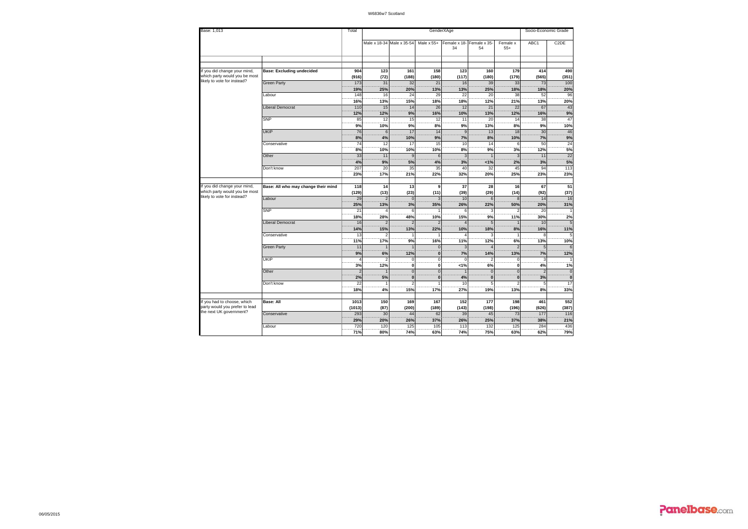W6836w7 Scotland

| Base: 1,013 | | Total | GenderXAge | | | | | | Socio-Economic Grade | |
|---|---|---|---|---|---|---|---|---|---|---|
| | | | Male x 18-34 | Male x 35-54 | Male x 55+ | Female x 18-34 | Female x 35-54 | Female x 55+ | ABC1 | C2DE |
| If you did change your mind, which party would you be most likely to vote for instead? | **Base: Excluding undecided** | **904** | **123** | **161** | **158** | **123** | **160** | **179** | **414** | **490** |
| | | **(916)** | **(72)** | **(188)** | **(180)** | **(117)** | **(180)** | **(179)** | **(565)** | **(351)** |
| | Green Party | 173 | 31 | 32 | 21 | 16 | 39 | 33 | 73 | 100 |
| | | **19%** | **25%** | **20%** | **13%** | **13%** | **25%** | **18%** | **18%** | **20%** |
| | Labour | 148 | 16 | 24 | 29 | 22 | 20 | 38 | 52 | 96 |
| | | **16%** | **13%** | **15%** | **18%** | **18%** | **12%** | **21%** | **13%** | **20%** |
| | Liberal Democrat | 110 | 15 | 14 | 26 | 12 | 21 | 22 | 67 | 43 |
| | | **12%** | **12%** | **9%** | **16%** | **10%** | **13%** | **12%** | **16%** | **9%** |
| | SNP | 85 | 12 | 15 | 12 | 11 | 20 | 14 | 38 | 47 |
| | | **9%** | **10%** | **9%** | **8%** | **9%** | **13%** | **8%** | **9%** | **10%** |
| | UKIP | 76 | 6 | 17 | 14 | 9 | 13 | 18 | 30 | 46 |
| | | **8%** | **4%** | **10%** | **9%** | **7%** | **8%** | **10%** | **7%** | **9%** |
| | Conservative | 74 | 12 | 17 | 15 | 10 | 14 | 6 | 50 | 24 |
| | | **8%** | **10%** | **10%** | **10%** | **8%** | **9%** | **3%** | **12%** | **5%** |
| | Other | 33 | 11 | 9 | 6 | 3 | 1 | 3 | 11 | 22 |
| | | **4%** | **9%** | **5%** | **4%** | **3%** | **<1%** | **2%** | **3%** | **5%** |
| | Don't know | 207 | 20 | 35 | 35 | 40 | 32 | 45 | 94 | 113 |
| | | **23%** | **17%** | **21%** | **22%** | **32%** | **20%** | **25%** | **23%** | **23%** |
| If you did change your mind, which party would you be most likely to vote for instead? | **Base: All who may change their mind** | **118** | **14** | **13** | **9** | **37** | **28** | **16** | **67** | **51** |
| | | **(129)** | **(13)** | **(23)** | **(11)** | **(39)** | **(29)** | **(14)** | **(92)** | **(37)** |
| | Labour | 29 | 2 | 0 | 3 | 10 | 6 | 8 | 14 | 16 |
| | | **25%** | **13%** | **3%** | **35%** | **26%** | **22%** | **50%** | **20%** | **31%** |
| | SNP | 21 | 4 | 6 | 1 | 6 | 3 | 2 | 20 | 1 |
| | | **18%** | **28%** | **48%** | **10%** | **15%** | **9%** | **11%** | **30%** | **2%** |
| | Liberal Democrat | 16 | 2 | 2 | 2 | 4 | 5 | 1 | 10 | 5 |
| | | **14%** | **15%** | **13%** | **22%** | **10%** | **18%** | **8%** | **16%** | **11%** |
| | Conservative | 13 | 2 | 1 | 1 | 4 | 3 | 1 | 8 | 5 |
| | | **11%** | **17%** | **9%** | **16%** | **11%** | **12%** | **6%** | **13%** | **10%** |
| | Green Party | 11 | 1 | 1 | 0 | 3 | 4 | 2 | 5 | 6 |
| | | **9%** | **6%** | **12%** | **0** | **7%** | **14%** | **13%** | **7%** | **12%** |
| | UKIP | 4 | 2 | 0 | 0 | 0 | 2 | 0 | 3 | 1 |
| | | **3%** | **12%** | **0** | **0** | **<1%** | **6%** | **0** | **4%** | **1%** |
| | Other | 2 | 1 | 0 | 0 | 1 | 0 | 0 | 2 | 0 |
| | | **2%** | **5%** | **0** | **0** | **4%** | **0** | **0** | **3%** | **0** |
| | Don't know | 22 | 1 | 2 | 1 | 10 | 5 | 2 | 5 | 17 |
| | | **18%** | **4%** | **15%** | **17%** | **27%** | **19%** | **13%** | **8%** | **33%** |
| If you had to choose, which party would you prefer to lead the next UK government? | **Base: All** | **1013** | **150** | **169** | **167** | **152** | **177** | **198** | **461** | **552** |
| | | **(1013)** | **(87)** | **(200)** | **(189)** | **(143)** | **(198)** | **(196)** | **(626)** | **(387)** |
| | Conservative | 293 | 30 | 44 | 62 | 39 | 45 | 73 | 177 | 116 |
| | | **29%** | **20%** | **26%** | **37%** | **26%** | **25%** | **37%** | **38%** | **21%** |
| | Labour | 720 | 120 | 125 | 105 | 113 | 132 | 125 | 284 | 436 |
| | | **71%** | **80%** | **74%** | **63%** | **74%** | **75%** | **63%** | **62%** | **79%** |

06/05/2015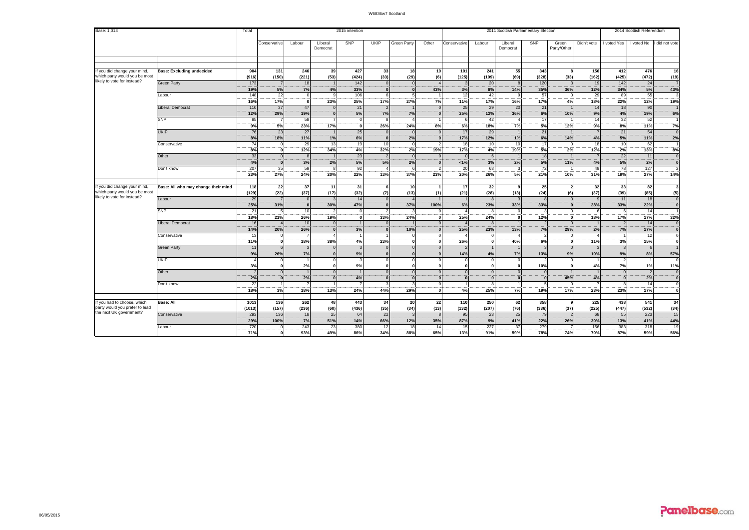| Base: 1,013 | | Total | 2015 intention | | | | | | | 2011 Scottish Parliamentary Election | | | | | | 2014 Scottish Referendum | | |
|---|---|---|---|---|---|---|---|---|---|---|---|---|---|---|---|---|---|---|
| | | | Conservative | Labour | Liberal Democrat | SNP | UKIP | Green Party | Other | Conservative | Labour | Liberal Democrat | SNP | Green Party/Other | Didn't vote | I voted Yes | I voted No | I did not vote |
| If you did change your mind, which party would you be most likely to vote for instead? | Base: Excluding undecided | 904 | 131 | 246 | 39 | 427 | 33 | 18 | 10 | 101 | 241 | 55 | 343 | 8 | 156 | 412 | 476 | 16 |
| | | (916) | (150) | (221) | (53) | (424) | (33) | (29) | (6) | (125) | (199) | (69) | (328) | (33) | (162) | (425) | (472) | (19) |
| | Green Party | 173 | 7 | 18 | 1 | 142 | 0 | 0 | 4 | 3 | 20 | 8 | 120 | 3 | 19 | 142 | 24 | 7 |
| | | 19% | 5% | 7% | 4% | 33% | 0 | 0 | 43% | 3% | 8% | 14% | 35% | 36% | 12% | 34% | 5% | 43% |
| | Labour | 148 | 22 | 0 | 9 | 106 | 6 | 5 | 1 | 12 | 42 | 9 | 57 | 0 | 29 | 89 | 55 | 3 |
| | | 16% | 17% | 0 | 23% | 25% | 17% | 27% | 7% | 11% | 17% | 16% | 17% | 4% | 18% | 22% | 12% | 19% |
| | Liberal Democrat | 110 | 37 | 47 | 0 | 21 | 2 | 1 | 0 | 25 | 29 | 20 | 21 | 1 | 14 | 18 | 90 | 1 |
| | | 12% | 29% | 19% | 0 | 5% | 7% | 7% | 0 | 25% | 12% | 36% | 6% | 10% | 9% | 4% | 19% | 6% |
| | SNP | 85 | 7 | 58 | 7 | 0 | 8 | 4 | 1 | 6 | 42 | 4 | 17 | 1 | 14 | 32 | 52 | 1 |
| | | 9% | 5% | 23% | 17% | 0 | 26% | 24% | 8% | 6% | 18% | 7% | 5% | 12% | 9% | 8% | 11% | 7% |
| | UKIP | 76 | 23 | 27 | 1 | 25 | 0 | 0 | 0 | 17 | 29 | 1 | 21 | 1 | 7 | 21 | 54 | 0 |
| | | 8% | 18% | 11% | 1% | 6% | 0 | 2% | 0 | 17% | 12% | 1% | 6% | 14% | 4% | 5% | 11% | 2% |
| | Conservative | 74 | 0 | 29 | 13 | 19 | 10 | 0 | 2 | 18 | 10 | 10 | 17 | 0 | 18 | 10 | 62 | 1 |
| | | 8% | 0 | 12% | 34% | 4% | 32% | 2% | 19% | 17% | 4% | 19% | 5% | 2% | 12% | 2% | 13% | 8% |
| | Other | 33 | 0 | 8 | 1 | 23 | 2 | 0 | 0 | 0 | 6 | 1 | 18 | 1 | 7 | 22 | 11 | 0 |
| | | 4% | 0 | 3% | 2% | 5% | 5% | 2% | 0 | <1% | 3% | 2% | 5% | 11% | 4% | 5% | 2% | 0 |
| | Don't know | 207 | 35 | 59 | 8 | 92 | 4 | 6 | 2 | 20 | 63 | 3 | 72 | 1 | 49 | 78 | 127 | 2 |
| | | 23% | 27% | 24% | 20% | 22% | 13% | 37% | 23% | 20% | 26% | 5% | 21% | 10% | 31% | 19% | 27% | 14% |
| If you did change your mind, which party would you be most likely to vote for instead? | Base: All who may change their mind | 118 | 22 | 37 | 11 | 31 | 6 | 10 | 1 | 17 | 32 | 9 | 25 | 2 | 32 | 33 | 82 | 3 |
| | | (129) | (22) | (37) | (17) | (32) | (7) | (13) | (1) | (21) | (28) | (13) | (24) | (6) | (37) | (39) | (85) | (5) |
| | Labour | 29 | 7 | 0 | 3 | 14 | 0 | 4 | 1 | 1 | 8 | 3 | 8 | 0 | 9 | 11 | 18 | 0 |
| | | 25% | 31% | 0 | 30% | 47% | 0 | 37% | 100% | 6% | 23% | 33% | 33% | 0 | 28% | 33% | 22% | 0 |
| | SNP | 21 | 5 | 10 | 2 | 0 | 2 | 3 | 0 | 4 | 8 | 0 | 3 | 0 | 6 | 6 | 14 | 1 |
| | | 18% | 21% | 26% | 19% | 0 | 33% | 24% | 0 | 25% | 24% | 0 | 12% | 0 | 18% | 17% | 17% | 32% |
| | Liberal Democrat | 16 | 4 | 10 | 0 | 1 | 0 | 1 | 0 | 4 | 8 | 1 | 2 | 0 | 1 | 2 | 14 | 0 |
| | | 14% | 20% | 26% | 0 | 3% | 0 | 10% | 0 | 25% | 23% | 13% | 7% | 29% | 2% | 7% | 17% | 0 |
| | Conservative | 13 | 0 | 7 | 4 | 1 | 1 | 0 | 0 | 4 | 0 | 4 | 2 | 0 | 4 | 1 | 12 | 0 |
| | | 11% | 0 | 18% | 38% | 4% | 23% | 0 | 0 | 26% | 0 | 40% | 6% | 0 | 11% | 3% | 15% | 0 |
| | Green Party | 11 | 6 | 3 | 0 | 3 | 0 | 0 | 0 | 2 | 1 | 1 | 3 | 0 | 3 | 3 | 6 | 1 |
| | | 9% | 26% | 7% | 0 | 9% | 0 | 0 | 0 | 14% | 4% | 7% | 13% | 9% | 10% | 9% | 8% | 57% |
| | UKIP | 4 | 0 | 1 | 0 | 3 | 0 | 0 | 0 | 0 | 0 | 0 | 2 | 0 | 1 | 2 | 1 | 0 |
| | | 3% | 0 | 2% | 0 | 9% | 0 | 0 | 0 | 0 | 0 | 0 | 10% | 0 | 4% | 7% | 1% | 11% |
| | Other | 2 | 0 | 1 | 0 | 1 | 0 | 0 | 0 | 0 | 0 | 0 | 0 | 1 | 1 | 0 | 2 | 0 |
| | | 2% | 0 | 2% | 0 | 4% | 0 | 0 | 0 | 0 | 0 | 0 | 0 | 45% | 4% | 0 | 2% | 0 |
| | Don't know | 22 | 1 | 7 | 1 | 7 | 3 | 3 | 0 | 1 | 8 | 1 | 5 | 0 | 7 | 8 | 14 | 0 |
| | | 18% | 3% | 18% | 13% | 24% | 44% | 29% | 0 | 4% | 25% | 7% | 19% | 17% | 23% | 23% | 17% | 0 |
| If you had to choose, which party would you prefer to lead the next UK government? | Base: All | 1013 | 136 | 262 | 48 | 443 | 34 | 20 | 22 | 110 | 250 | 62 | 358 | 9 | 225 | 438 | 541 | 34 |
| | | (1013) | (157) | (236) | (60) | (436) | (35) | (34) | (13) | (132) | (207) | (76) | (336) | (37) | (225) | (447) | (532) | (34) |
| | Conservative | 293 | 136 | 18 | 25 | 64 | 22 | 3 | 8 | 95 | 23 | 25 | 79 | 2 | 68 | 55 | 223 | 15 |
| | | 29% | 100% | 7% | 51% | 14% | 66% | 12% | 35% | 87% | 9% | 41% | 22% | 26% | 30% | 13% | 41% | 44% |
| | Labour | 720 | 0 | 243 | 23 | 380 | 12 | 18 | 14 | 15 | 227 | 37 | 279 | 7 | 156 | 383 | 318 | 19 |
| | | 71% | 0 | 93% | 49% | 86% | 34% | 88% | 65% | 13% | 91% | 59% | 78% | 74% | 70% | 87% | 59% | 56% |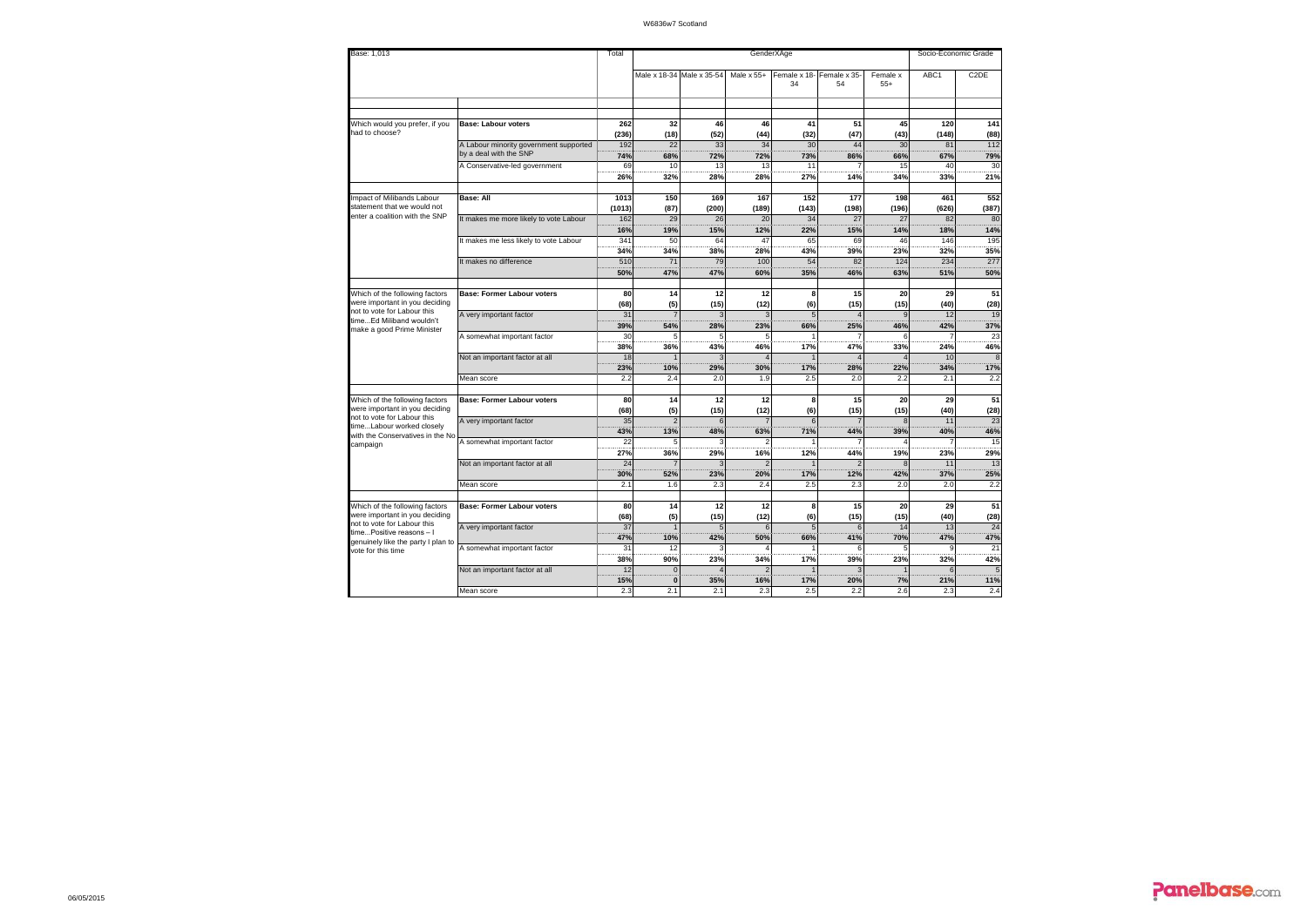W6836w7 Scotland

| Base: 1,013 | | Total | GenderXAge | | | | | | Socio-Economic Grade | |
|---|---|---|---|---|---|---|---|---|---|---|
| | | | Male x 18-34 | Male x 35-54 | Male x 55+ | Female x 18-34 | Female x 35-54 | Female x 55+ | ABC1 | C2DE |
| Which would you prefer, if you had to choose? | **Base: Labour voters** | **262** | **32** | **46** | **46** | **41** | **51** | **45** | **120** | **141** |
| | | **(236)** | **(18)** | **(52)** | **(44)** | **(32)** | **(47)** | **(43)** | **(148)** | **(88)** |
| | A Labour minority government supported by a deal with the SNP | 192 | 22 | 33 | 34 | 30 | 44 | 30 | 81 | 112 |
| | | **74%** | **68%** | **72%** | **72%** | **73%** | **86%** | **66%** | **67%** | **79%** |
| | A Conservative-led government | 69 | 10 | 13 | 13 | 11 | 7 | 15 | 40 | 30 |
| | | **26%** | **32%** | **28%** | **28%** | **27%** | **14%** | **34%** | **33%** | **21%** |
| Impact of Milibands Labour statement that we would not enter a coalition with the SNP | **Base: All** | **1013** | **150** | **169** | **167** | **152** | **177** | **198** | **461** | **552** |
| | | **(1013)** | **(87)** | **(200)** | **(189)** | **(143)** | **(198)** | **(196)** | **(626)** | **(387)** |
| | It makes me more likely to vote Labour | 162 | 29 | 26 | 20 | 34 | 27 | 27 | 82 | 80 |
| | | **16%** | **19%** | **15%** | **12%** | **22%** | **15%** | **14%** | **18%** | **14%** |
| | It makes me less likely to vote Labour | 341 | 50 | 64 | 47 | 65 | 69 | 46 | 146 | 195 |
| | | **34%** | **34%** | **38%** | **28%** | **43%** | **39%** | **23%** | **32%** | **35%** |
| | It makes no difference | 510 | 71 | 79 | 100 | 54 | 82 | 124 | 234 | 277 |
| | | **50%** | **47%** | **47%** | **60%** | **35%** | **46%** | **63%** | **51%** | **50%** |
| Which of the following factors were important in you deciding not to vote for Labour this time...Ed Miliband wouldn't make a good Prime Minister | **Base: Former Labour voters** | **80** | **14** | **12** | **12** | **8** | **15** | **20** | **29** | **51** |
| | | **(68)** | **(5)** | **(15)** | **(12)** | **(6)** | **(15)** | **(15)** | **(40)** | **(28)** |
| | A very important factor | 31 | 7 | 3 | 3 | 5 | 4 | 9 | 12 | 19 |
| | | **39%** | **54%** | **28%** | **23%** | **66%** | **25%** | **46%** | **42%** | **37%** |
| | A somewhat important factor | 30 | 5 | 5 | 5 | 1 | 7 | 6 | 7 | 23 |
| | | **38%** | **36%** | **43%** | **46%** | **17%** | **47%** | **33%** | **24%** | **46%** |
| | Not an important factor at all | 18 | 1 | 3 | 4 | 1 | 4 | 4 | 10 | 8 |
| | | **23%** | **10%** | **29%** | **30%** | **17%** | **28%** | **22%** | **34%** | **17%** |
| | Mean score | 2.2 | 2.4 | 2.0 | 1.9 | 2.5 | 2.0 | 2.2 | 2.1 | 2.2 |
| Which of the following factors were important in you deciding not to vote for Labour this time...Labour worked closely with the Conservatives in the No campaign | **Base: Former Labour voters** | **80** | **14** | **12** | **12** | **8** | **15** | **20** | **29** | **51** |
| | | **(68)** | **(5)** | **(15)** | **(12)** | **(6)** | **(15)** | **(15)** | **(40)** | **(28)** |
| | A very important factor | 35 | 2 | 6 | 7 | 6 | 7 | 8 | 11 | 23 |
| | | **43%** | **13%** | **48%** | **63%** | **71%** | **44%** | **39%** | **40%** | **46%** |
| | A somewhat important factor | 22 | 5 | 3 | 2 | 1 | 7 | 4 | 7 | 15 |
| | | **27%** | **36%** | **29%** | **16%** | **12%** | **44%** | **19%** | **23%** | **29%** |
| | Not an important factor at all | 24 | 7 | 3 | 2 | 1 | 2 | 8 | 11 | 13 |
| | | **30%** | **52%** | **23%** | **20%** | **17%** | **12%** | **42%** | **37%** | **25%** |
| | Mean score | 2.1 | 1.6 | 2.3 | 2.4 | 2.5 | 2.3 | 2.0 | 2.0 | 2.2 |
| Which of the following factors were important in you deciding not to vote for Labour this time...Positive reasons – I genuinely like the party I plan to vote for this time | **Base: Former Labour voters** | **80** | **14** | **12** | **12** | **8** | **15** | **20** | **29** | **51** |
| | | **(68)** | **(5)** | **(15)** | **(12)** | **(6)** | **(15)** | **(15)** | **(40)** | **(28)** |
| | A very important factor | 37 | 1 | 5 | 6 | 5 | 6 | 14 | 13 | 24 |
| | | **47%** | **10%** | **42%** | **50%** | **66%** | **41%** | **70%** | **47%** | **47%** |
| | A somewhat important factor | 31 | 12 | 3 | 4 | 1 | 6 | 5 | 9 | 21 |
| | | **38%** | **90%** | **23%** | **34%** | **17%** | **39%** | **23%** | **32%** | **42%** |
| | Not an important factor at all | 12 | 0 | 4 | 2 | 1 | 3 | 1 | 6 | 5 |
| | | **15%** | **0** | **35%** | **16%** | **17%** | **20%** | **7%** | **21%** | **11%** |
| | Mean score | 2.3 | 2.1 | 2.1 | 2.3 | 2.5 | 2.2 | 2.6 | 2.3 | 2.4 |

06/05/2015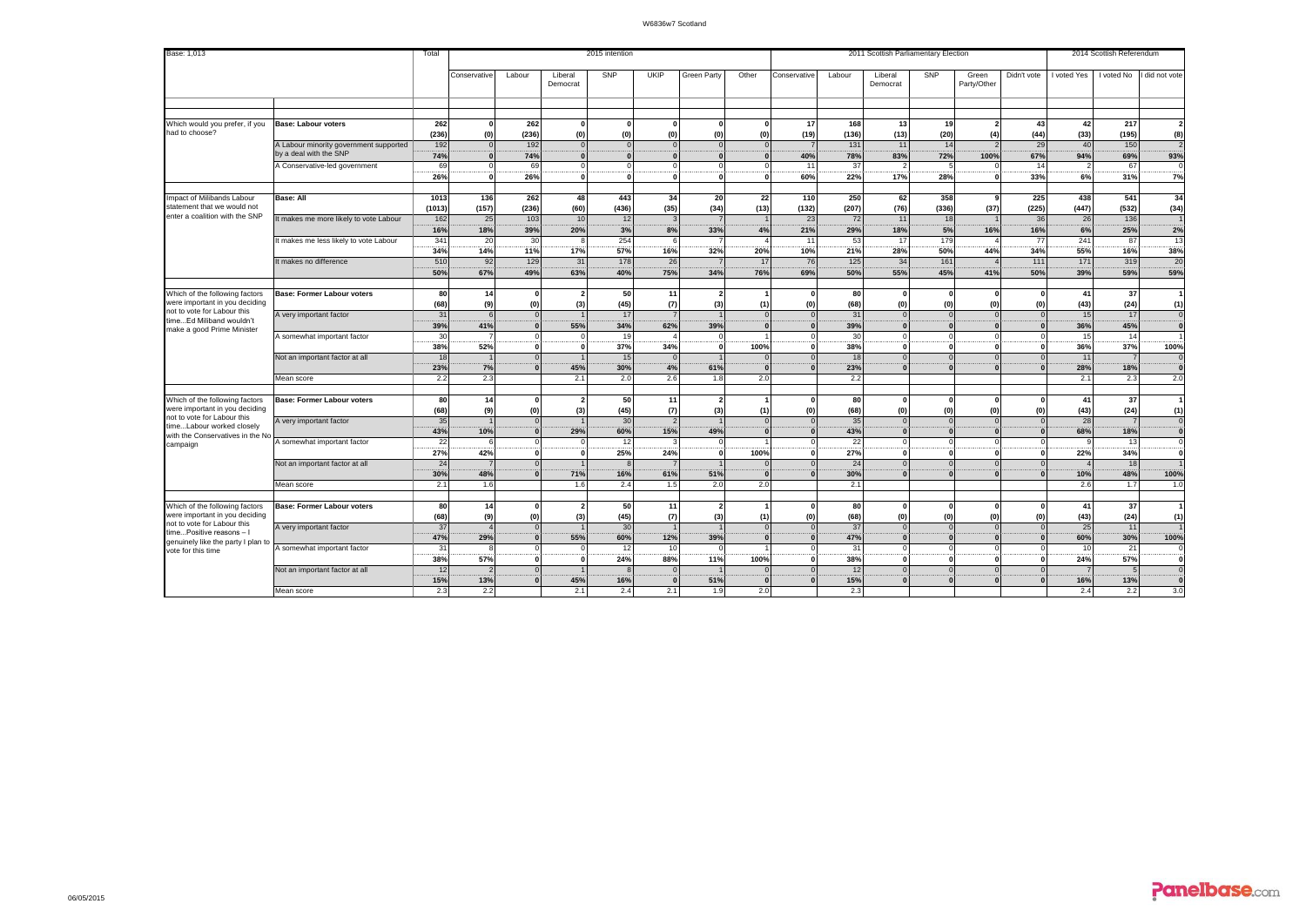W6836w7 Scotland

| Base: 1,013 | | Total | 2015 intention | | | | | | | 2011 Scottish Parliamentary Election | | | | | | 2014 Scottish Referendum | | |
|---|---|---|---|---|---|---|---|---|---|---|---|---|---|---|---|---|---|---|
| | | | Conservative | Labour | Liberal Democrat | SNP | UKIP | Green Party | Other | Conservative | Labour | Liberal Democrat | SNP | Green Party/Other | Didn't vote | I voted Yes | I voted No | I did not vote |
| Which would you prefer, if you had to choose? | **Base: Labour voters** | **262** | **0** | **262** | **0** | **0** | **0** | **0** | **0** | **17** | **168** | **13** | **19** | **2** | **43** | **42** | **217** | **2** |
| | | **(236)** | **(0)** | **(236)** | **(0)** | **(0)** | **(0)** | **(0)** | **(0)** | **(19)** | **(136)** | **(13)** | **(20)** | **(4)** | **(44)** | **(33)** | **(195)** | **(8)** |
| | A Labour minority government supported by a deal with the SNP | 192 | 0 | 192 | 0 | 0 | 0 | 0 | 0 | 7 | 131 | 11 | 14 | 2 | 29 | 40 | 150 | 2 |
| | | **74%** | **0** | **74%** | **0** | **0** | **0** | **0** | **0** | **40%** | **78%** | **83%** | **72%** | **100%** | **67%** | **94%** | **69%** | **93%** |
| | A Conservative-led government | 69 | 0 | 69 | 0 | 0 | 0 | 0 | 0 | 11 | 37 | 2 | 5 | 0 | 14 | 2 | 67 | 0 |
| | | **26%** | **0** | **26%** | **0** | **0** | **0** | **0** | **0** | **60%** | **22%** | **17%** | **28%** | **0** | **33%** | **6%** | **31%** | **7%** |
| Impact of Milibands Labour statement that we would not enter a coalition with the SNP | **Base: All** | **1013** | **136** | **262** | **48** | **443** | **34** | **20** | **22** | **110** | **250** | **62** | **358** | **9** | **225** | **438** | **541** | **34** |
| | | **(1013)** | **(157)** | **(236)** | **(60)** | **(436)** | **(35)** | **(34)** | **(13)** | **(132)** | **(207)** | **(76)** | **(336)** | **(37)** | **(225)** | **(447)** | **(532)** | **(34)** |
| | It makes me more likely to vote Labour | 162 | 25 | 103 | 10 | 12 | 3 | 7 | 1 | 23 | 72 | 11 | 18 | 1 | 36 | 26 | 136 | 1 |
| | | **16%** | **18%** | **39%** | **20%** | **3%** | **8%** | **33%** | **4%** | **21%** | **29%** | **18%** | **5%** | **16%** | **16%** | **6%** | **25%** | **2%** |
| | It makes me less likely to vote Labour | 341 | 20 | 30 | 8 | 254 | 6 | 7 | 4 | 11 | 53 | 17 | 179 | 4 | 77 | 241 | 87 | 13 |
| | | **34%** | **14%** | **11%** | **17%** | **57%** | **16%** | **32%** | **20%** | **10%** | **21%** | **28%** | **50%** | **44%** | **34%** | **55%** | **16%** | **38%** |
| | It makes no difference | 510 | 92 | 129 | 31 | 178 | 26 | 7 | 17 | 76 | 125 | 34 | 161 | 4 | 111 | 171 | 319 | 20 |
| | | **50%** | **67%** | **49%** | **63%** | **40%** | **75%** | **34%** | **76%** | **69%** | **50%** | **55%** | **45%** | **41%** | **50%** | **39%** | **59%** | **59%** |
| Which of the following factors were important in you deciding not to vote for Labour this time...Ed Miliband wouldn't make a good Prime Minister | **Base: Former Labour voters** | **80** | **14** | **0** | **2** | **50** | **11** | **2** | **1** | **0** | **80** | **0** | **0** | **0** | **0** | **41** | **37** | **1** |
| | | **(68)** | **(9)** | **(0)** | **(3)** | **(45)** | **(7)** | **(3)** | **(1)** | **(0)** | **(68)** | **(0)** | **(0)** | **(0)** | **(0)** | **(43)** | **(24)** | **(1)** |
| | A very important factor | 31 | 6 | 0 | 1 | 17 | 7 | 1 | 0 | 0 | 31 | 0 | 0 | 0 | 0 | 15 | 17 | 0 |
| | | **39%** | **41%** | **0** | **55%** | **34%** | **62%** | **39%** | **0** | **0** | **39%** | **0** | **0** | **0** | **0** | **36%** | **45%** | **0** |
| | A somewhat important factor | 30 | 7 | 0 | 0 | 19 | 4 | 0 | 1 | 0 | 30 | 0 | 0 | 0 | 0 | 15 | 14 | 1 |
| | | **38%** | **52%** | **0** | **0** | **37%** | **34%** | **0** | **100%** | **0** | **38%** | **0** | **0** | **0** | **0** | **36%** | **37%** | **100%** |
| | Not an important factor at all | 18 | 1 | 0 | 1 | 15 | 0 | 1 | 0 | 0 | 18 | 0 | 0 | 0 | 0 | 11 | 7 | 0 |
| | | **23%** | **7%** | **0** | **45%** | **30%** | **4%** | **61%** | **0** | **0** | **23%** | **0** | **0** | **0** | **0** | **28%** | **18%** | **0** |
| | Mean score | 2.2 | 2.3 | | 2.1 | 2.0 | 2.6 | 1.8 | 2.0 | | 2.2 | | | | | 2.1 | 2.3 | 2.0 |
| Which of the following factors were important in you deciding not to vote for Labour this time...Labour worked closely with the Conservatives in the No campaign | **Base: Former Labour voters** | **80** | **14** | **0** | **2** | **50** | **11** | **2** | **1** | **0** | **80** | **0** | **0** | **0** | **0** | **41** | **37** | **1** |
| | | **(68)** | **(9)** | **(0)** | **(3)** | **(45)** | **(7)** | **(3)** | **(1)** | **(0)** | **(68)** | **(0)** | **(0)** | **(0)** | **(0)** | **(43)** | **(24)** | **(1)** |
| | A very important factor | 35 | 1 | 0 | 1 | 30 | 2 | 1 | 0 | 0 | 35 | 0 | 0 | 0 | 0 | 28 | 7 | 0 |
| | | **43%** | **10%** | **0** | **29%** | **60%** | **15%** | **49%** | **0** | **0** | **43%** | **0** | **0** | **0** | **0** | **68%** | **18%** | **0** |
| | A somewhat important factor | 22 | 6 | 0 | 0 | 12 | 3 | 0 | 1 | 0 | 22 | 0 | 0 | 0 | 0 | 9 | 13 | 0 |
| | | **27%** | **42%** | **0** | **0** | **25%** | **24%** | **0** | **100%** | **0** | **27%** | **0** | **0** | **0** | **0** | **22%** | **34%** | **0** |
| | Not an important factor at all | 24 | 7 | 0 | 1 | 8 | 7 | 1 | 0 | 0 | 24 | 0 | 0 | 0 | 0 | 4 | 18 | 1 |
| | | **30%** | **48%** | **0** | **71%** | **16%** | **61%** | **51%** | **0** | **0** | **30%** | **0** | **0** | **0** | **0** | **10%** | **48%** | **100%** |
| | Mean score | 2.1 | 1.6 | | 1.6 | 2.4 | 1.5 | 2.0 | 2.0 | | 2.1 | | | | | 2.6 | 1.7 | 1.0 |
| Which of the following factors were important in you deciding not to vote for Labour this time...Positive reasons – I genuinely like the party I plan to vote for this time | **Base: Former Labour voters** | **80** | **14** | **0** | **2** | **50** | **11** | **2** | **1** | **0** | **80** | **0** | **0** | **0** | **0** | **41** | **37** | **1** |
| | | **(68)** | **(9)** | **(0)** | **(3)** | **(45)** | **(7)** | **(3)** | **(1)** | **(0)** | **(68)** | **(0)** | **(0)** | **(0)** | **(0)** | **(43)** | **(24)** | **(1)** |
| | A very important factor | 37 | 4 | 0 | 1 | 30 | 1 | 1 | 0 | 0 | 37 | 0 | 0 | 0 | 0 | 25 | 11 | 1 |
| | | **47%** | **29%** | **0** | **55%** | **60%** | **12%** | **39%** | **0** | **0** | **47%** | **0** | **0** | **0** | **0** | **60%** | **30%** | **100%** |
| | A somewhat important factor | 31 | 8 | 0 | 0 | 12 | 10 | 0 | 1 | 0 | 31 | 0 | 0 | 0 | 0 | 10 | 21 | 0 |
| | | **38%** | **57%** | **0** | **0** | **24%** | **88%** | **11%** | **100%** | **0** | **38%** | **0** | **0** | **0** | **0** | **24%** | **57%** | **0** |
| | Not an important factor at all | 12 | 2 | 0 | 1 | 8 | 0 | 1 | 0 | 0 | 12 | 0 | 0 | 0 | 0 | 7 | 5 | 0 |
| | | **15%** | **13%** | **0** | **45%** | **16%** | **0** | **51%** | **0** | **0** | **15%** | **0** | **0** | **0** | **0** | **16%** | **13%** | **0** |
| | Mean score | 2.3 | 2.2 | | 2.1 | 2.4 | 2.1 | 1.9 | 2.0 | | 2.3 | | | | | 2.4 | 2.2 | 3.0 |

06/05/2015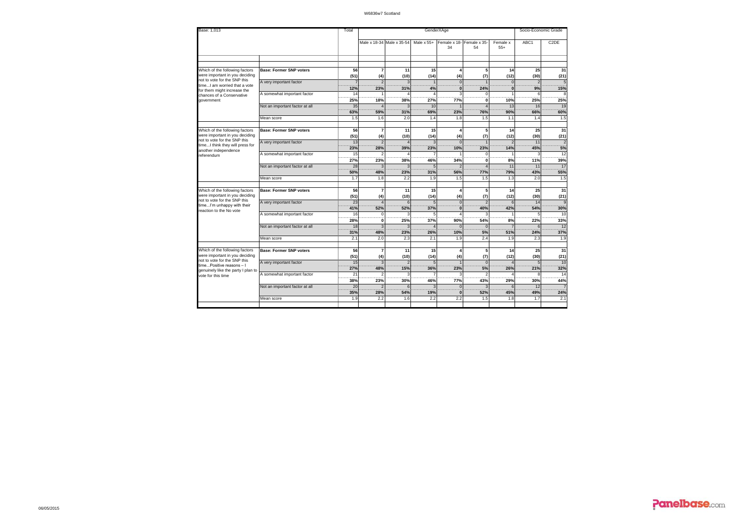| Base: 1,013 | | Total | GenderXAge | | | | | | Socio-Economic Grade | |
|---|---|---|---|---|---|---|---|---|---|---|
| | | | Male x 18-34 | Male x 35-54 | Male x 55+ | Female x 18-34 | Female x 35-54 | Female x 55+ | ABC1 | C2DE |
| Which of the following factors were important in you deciding not to vote for the SNP this time...I am worried that a vote for them might increase the chances of a Conservative government | **Base: Former SNP voters** | **56** | **7** | **11** | **15** | **4** | **5** | **14** | **25** | **31** |
| | | **(51)** | **(4)** | **(10)** | **(14)** | **(4)** | **(7)** | **(12)** | **(30)** | **(21)** |
| | A very important factor | 7 | 2 | 3 | 1 | 0 | 1 | 0 | 2 | 5 |
| | | **12%** | **23%** | **31%** | **4%** | **0** | **24%** | **0** | **9%** | **15%** |
| | A somewhat important factor | 14 | 1 | 4 | 4 | 3 | 0 | 1 | 6 | 8 |
| | | **25%** | **18%** | **38%** | **27%** | **77%** | **0** | **10%** | **25%** | **25%** |
| | Not an important factor at all | 35 | 4 | 3 | 10 | 1 | 4 | 13 | 16 | 19 |
| | | **63%** | **59%** | **31%** | **69%** | **23%** | **76%** | **90%** | **66%** | **60%** |
| | Mean score | 1.5 | 1.6 | 2.0 | 1.4 | 1.8 | 1.5 | 1.1 | 1.4 | 1.5 |
| Which of the following factors were important in you deciding not to vote for the SNP this time...I think they will press for another independence referendum | **Base: Former SNP voters** | **56** | **7** | **11** | **15** | **4** | **5** | **14** | **25** | **31** |
| | | **(51)** | **(4)** | **(10)** | **(14)** | **(4)** | **(7)** | **(12)** | **(30)** | **(21)** |
| | A very important factor | 13 | 2 | 4 | 3 | 0 | 1 | 2 | 11 | 2 |
| | | **23%** | **28%** | **39%** | **23%** | **10%** | **23%** | **14%** | **45%** | **5%** |
| | A somewhat important factor | 15 | 2 | 4 | 7 | 1 | 0 | 1 | 3 | 12 |
| | | **27%** | **23%** | **38%** | **46%** | **34%** | **0** | **8%** | **11%** | **39%** |
| | Not an important factor at all | 28 | 3 | 3 | 5 | 2 | 4 | 11 | 11 | 17 |
| | | **50%** | **48%** | **23%** | **31%** | **56%** | **77%** | **79%** | **43%** | **55%** |
| | Mean score | 1.7 | 1.8 | 2.2 | 1.9 | 1.5 | 1.5 | 1.3 | 2.0 | 1.5 |
| Which of the following factors were important in you deciding not to vote for the SNP this time...I'm unhappy with their reaction to the No vote | **Base: Former SNP voters** | **56** | **7** | **11** | **15** | **4** | **5** | **14** | **25** | **31** |
| | | **(51)** | **(4)** | **(10)** | **(14)** | **(4)** | **(7)** | **(12)** | **(30)** | **(21)** |
| | A very important factor | 23 | 4 | 6 | 5 | 0 | 2 | 6 | 14 | 9 |
| | | **41%** | **52%** | **52%** | **37%** | **0** | **40%** | **42%** | **54%** | **30%** |
| | A somewhat important factor | 16 | 0 | 3 | 5 | 4 | 3 | 1 | 5 | 10 |
| | | **28%** | **0** | **25%** | **37%** | **90%** | **54%** | **8%** | **22%** | **33%** |
| | Not an important factor at all | 18 | 3 | 3 | 4 | 0 | 0 | 7 | 6 | 12 |
| | | **31%** | **48%** | **23%** | **26%** | **10%** | **5%** | **51%** | **24%** | **37%** |
| | Mean score | 2.1 | 2.0 | 2.3 | 2.1 | 1.9 | 2.4 | 1.9 | 2.3 | 1.9 |
| Which of the following factors were important in you deciding not to vote for the SNP this time...Positive reasons – I genuinely like the party I plan to vote for this time | **Base: Former SNP voters** | **56** | **7** | **11** | **15** | **4** | **5** | **14** | **25** | **31** |
| | | **(51)** | **(4)** | **(10)** | **(14)** | **(4)** | **(7)** | **(12)** | **(30)** | **(21)** |
| | A very important factor | 15 | 3 | 2 | 5 | 1 | 0 | 4 | 5 | 10 |
| | | **27%** | **48%** | **15%** | **36%** | **23%** | **5%** | **26%** | **21%** | **32%** |
| | A somewhat important factor | 21 | 2 | 3 | 7 | 3 | 2 | 4 | 8 | 14 |
| | | **38%** | **23%** | **30%** | **46%** | **77%** | **43%** | **29%** | **30%** | **44%** |
| | Not an important factor at all | 20 | 2 | 6 | 3 | 0 | 3 | 6 | 12 | 7 |
| | | **35%** | **28%** | **54%** | **19%** | **0** | **52%** | **45%** | **49%** | **24%** |
| | Mean score | 1.9 | 2.2 | 1.6 | 2.2 | 2.2 | 1.5 | 1.8 | 1.7 | 2.1 |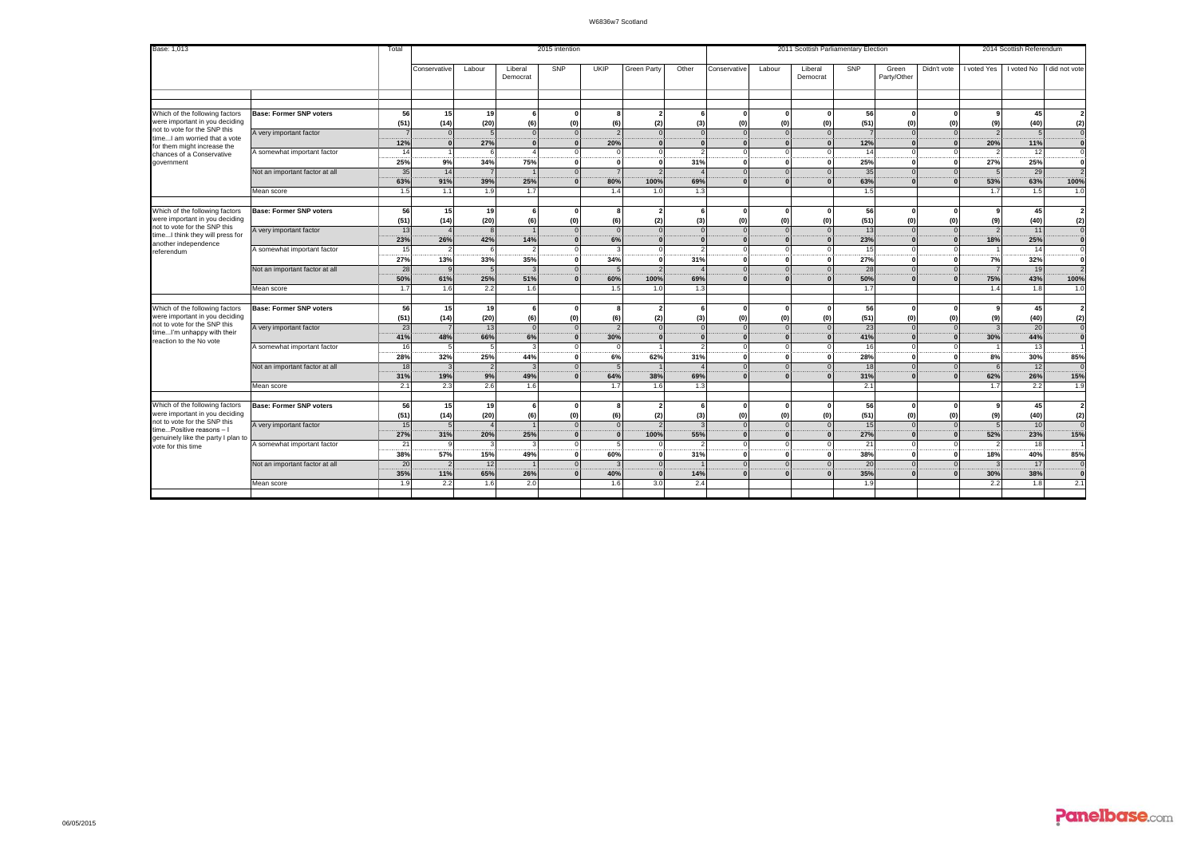| Base: 1,013 | | Total | 2015 intention | | | | | | | 2011 Scottish Parliamentary Election | | | | | | 2014 Scottish Referendum | | |
|---|---|---|---|---|---|---|---|---|---|---|---|---|---|---|---|---|---|---|
| | | | Conservative | Labour | Liberal Democrat | SNP | UKIP | Green Party | Other | Conservative | Labour | Liberal Democrat | SNP | Green Party/Other | Didn't vote | I voted Yes | I voted No | I did not vote |
| Which of the following factors were important in you deciding not to vote for the SNP this time...I am worried that a vote for them might increase the chances of a Conservative government | **Base: Former SNP voters** | **56** | **15** | **19** | **6** | **0** | **8** | **2** | **6** | **0** | **0** | **0** | **56** | **0** | **0** | **9** | **45** | **2** |
| | | **(51)** | **(14)** | **(20)** | **(6)** | **(0)** | **(6)** | **(2)** | **(3)** | **(0)** | **(0)** | **(0)** | **(51)** | **(0)** | **(0)** | **(9)** | **(40)** | **(2)** |
| | A very important factor | 7 | 0 | 5 | 0 | 0 | 2 | 0 | 0 | 0 | 0 | 0 | 7 | 0 | 0 | 2 | 5 | 0 |
| | | **12%** | **0** | **27%** | **0** | **0** | **20%** | **0** | **0** | **0** | **0** | **0** | **12%** | **0** | **0** | **20%** | **11%** | **0** |
| | A somewhat important factor | 14 | 1 | 6 | 4 | 0 | 0 | 0 | 2 | 0 | 0 | 0 | 14 | 0 | 0 | 2 | 12 | 0 |
| | | **25%** | **9%** | **34%** | **75%** | **0** | **0** | **0** | **31%** | **0** | **0** | **0** | **25%** | **0** | **0** | **27%** | **25%** | **0** |
| | Not an important factor at all | 35 | 14 | 7 | 1 | 0 | 7 | 2 | 4 | 0 | 0 | 0 | 35 | 0 | 0 | 5 | 29 | 2 |
| | | **63%** | **91%** | **39%** | **25%** | **0** | **80%** | **100%** | **69%** | **0** | **0** | **0** | **63%** | **0** | **0** | **53%** | **63%** | **100%** |
| | Mean score | 1.5 | 1.1 | 1.9 | 1.7 | | 1.4 | 1.0 | 1.3 | | | | 1.5 | | | 1.7 | 1.5 | 1.0 |
| Which of the following factors were important in you deciding not to vote for the SNP this time...I think they will press for another independence referendum | **Base: Former SNP voters** | **56** | **15** | **19** | **6** | **0** | **8** | **2** | **6** | **0** | **0** | **0** | **56** | **0** | **0** | **9** | **45** | **2** |
| | | **(51)** | **(14)** | **(20)** | **(6)** | **(0)** | **(6)** | **(2)** | **(3)** | **(0)** | **(0)** | **(0)** | **(51)** | **(0)** | **(0)** | **(9)** | **(40)** | **(2)** |
| | A very important factor | 13 | 4 | 8 | 1 | 0 | 0 | 0 | 0 | 0 | 0 | 0 | 13 | 0 | 0 | 2 | 11 | 0 |
| | | **23%** | **26%** | **42%** | **14%** | **0** | **6%** | **0** | **0** | **0** | **0** | **0** | **23%** | **0** | **0** | **18%** | **25%** | **0** |
| | A somewhat important factor | 15 | 2 | 6 | 2 | 0 | 3 | 0 | 2 | 0 | 0 | 0 | 15 | 0 | 0 | 1 | 14 | 0 |
| | | **27%** | **13%** | **33%** | **35%** | **0** | **34%** | **0** | **31%** | **0** | **0** | **0** | **27%** | **0** | **0** | **7%** | **32%** | **0** |
| | Not an important factor at all | 28 | 9 | 5 | 3 | 0 | 5 | 2 | 4 | 0 | 0 | 0 | 28 | 0 | 0 | 7 | 19 | 2 |
| | | **50%** | **61%** | **25%** | **51%** | **0** | **60%** | **100%** | **69%** | **0** | **0** | **0** | **50%** | **0** | **0** | **75%** | **43%** | **100%** |
| | Mean score | 1.7 | 1.6 | 2.2 | 1.6 | | 1.5 | 1.0 | 1.3 | | | | 1.7 | | | 1.4 | 1.8 | 1.0 |
| Which of the following factors were important in you deciding not to vote for the SNP this time...I'm unhappy with their reaction to the No vote | **Base: Former SNP voters** | **56** | **15** | **19** | **6** | **0** | **8** | **2** | **6** | **0** | **0** | **0** | **56** | **0** | **0** | **9** | **45** | **2** |
| | | **(51)** | **(14)** | **(20)** | **(6)** | **(0)** | **(6)** | **(2)** | **(3)** | **(0)** | **(0)** | **(0)** | **(51)** | **(0)** | **(0)** | **(9)** | **(40)** | **(2)** |
| | A very important factor | 23 | 7 | 13 | 0 | 0 | 2 | 0 | 0 | 0 | 0 | 0 | 23 | 0 | 0 | 3 | 20 | 0 |
| | | **41%** | **48%** | **66%** | **6%** | **0** | **30%** | **0** | **0** | **0** | **0** | **0** | **41%** | **0** | **0** | **30%** | **44%** | **0** |
| | A somewhat important factor | 16 | 5 | 5 | 3 | 0 | 0 | 1 | 2 | 0 | 0 | 0 | 16 | 0 | 0 | 1 | 13 | 1 |
| | | **28%** | **32%** | **25%** | **44%** | **0** | **6%** | **62%** | **31%** | **0** | **0** | **0** | **28%** | **0** | **0** | **8%** | **30%** | **85%** |
| | Not an important factor at all | 18 | 3 | 2 | 3 | 0 | 5 | 1 | 4 | 0 | 0 | 0 | 18 | 0 | 0 | 6 | 12 | 0 |
| | | **31%** | **19%** | **9%** | **49%** | **0** | **64%** | **38%** | **69%** | **0** | **0** | **0** | **31%** | **0** | **0** | **62%** | **26%** | **15%** |
| | Mean score | 2.1 | 2.3 | 2.6 | 1.6 | | 1.7 | 1.6 | 1.3 | | | | 2.1 | | | 1.7 | 2.2 | 1.9 |
| Which of the following factors were important in you deciding not to vote for the SNP this time...Positive reasons – I genuinely like the party I plan to vote for this time | **Base: Former SNP voters** | **56** | **15** | **19** | **6** | **0** | **8** | **2** | **6** | **0** | **0** | **0** | **56** | **0** | **0** | **9** | **45** | **2** |
| | | **(51)** | **(14)** | **(20)** | **(6)** | **(0)** | **(6)** | **(2)** | **(3)** | **(0)** | **(0)** | **(0)** | **(51)** | **(0)** | **(0)** | **(9)** | **(40)** | **(2)** |
| | A very important factor | 15 | 5 | 4 | 1 | 0 | 0 | 2 | 3 | 0 | 0 | 0 | 15 | 0 | 0 | 5 | 10 | 0 |
| | | **27%** | **31%** | **20%** | **25%** | **0** | **0** | **100%** | **55%** | **0** | **0** | **0** | **27%** | **0** | **0** | **52%** | **23%** | **15%** |
| | A somewhat important factor | 21 | 9 | 3 | 3 | 0 | 5 | 0 | 2 | 0 | 0 | 0 | 21 | 0 | 0 | 2 | 18 | 1 |
| | | **38%** | **57%** | **15%** | **49%** | **0** | **60%** | **0** | **31%** | **0** | **0** | **0** | **38%** | **0** | **0** | **18%** | **40%** | **85%** |
| | Not an important factor at all | 20 | 2 | 12 | 1 | 0 | 3 | 0 | 1 | 0 | 0 | 0 | 20 | 0 | 0 | 3 | 17 | 0 |
| | | **35%** | **11%** | **65%** | **26%** | **0** | **40%** | **0** | **14%** | **0** | **0** | **0** | **35%** | **0** | **0** | **30%** | **38%** | **0** |
| | Mean score | 1.9 | 2.2 | 1.6 | 2.0 | | 1.6 | 3.0 | 2.4 | | | | 1.9 | | | 2.2 | 1.8 | 2.1 |